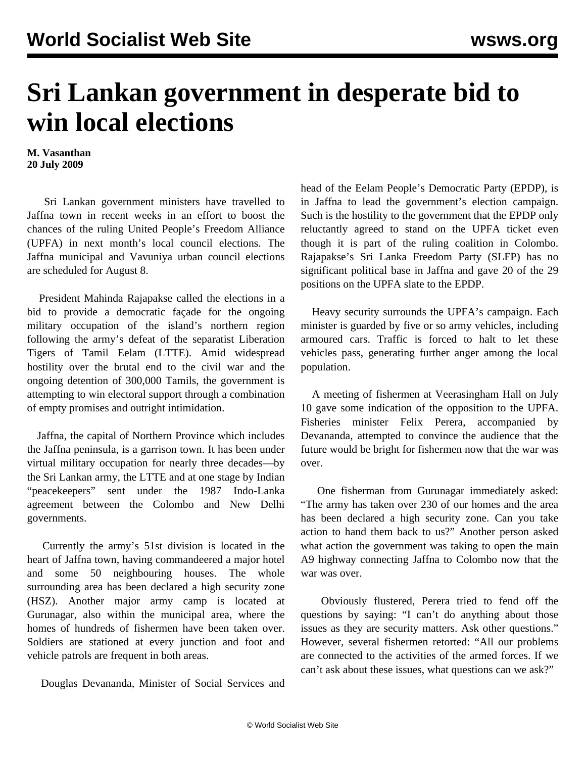# Sri Lankan government in desperate bid to win local elections

**M. Vasanthan**
**20 July 2009**

Sri Lankan government ministers have travelled to Jaffna town in recent weeks in an effort to boost the chances of the ruling United People's Freedom Alliance (UPFA) in next month's local council elections. The Jaffna municipal and Vavuniya urban council elections are scheduled for August 8.

President Mahinda Rajapakse called the elections in a bid to provide a democratic façade for the ongoing military occupation of the island's northern region following the army's defeat of the separatist Liberation Tigers of Tamil Eelam (LTTE). Amid widespread hostility over the brutal end to the civil war and the ongoing detention of 300,000 Tamils, the government is attempting to win electoral support through a combination of empty promises and outright intimidation.

Jaffna, the capital of Northern Province which includes the Jaffna peninsula, is a garrison town. It has been under virtual military occupation for nearly three decades—by the Sri Lankan army, the LTTE and at one stage by Indian "peacekeepers" sent under the 1987 Indo-Lanka agreement between the Colombo and New Delhi governments.

Currently the army's 51st division is located in the heart of Jaffna town, having commandeered a major hotel and some 50 neighbouring houses. The whole surrounding area has been declared a high security zone (HSZ). Another major army camp is located at Gurunagar, also within the municipal area, where the homes of hundreds of fishermen have been taken over. Soldiers are stationed at every junction and foot and vehicle patrols are frequent in both areas.

Douglas Devananda, Minister of Social Services and head of the Eelam People's Democratic Party (EPDP), is in Jaffna to lead the government's election campaign. Such is the hostility to the government that the EPDP only reluctantly agreed to stand on the UPFA ticket even though it is part of the ruling coalition in Colombo. Rajapakse's Sri Lanka Freedom Party (SLFP) has no significant political base in Jaffna and gave 20 of the 29 positions on the UPFA slate to the EPDP.

Heavy security surrounds the UPFA's campaign. Each minister is guarded by five or so army vehicles, including armoured cars. Traffic is forced to halt to let these vehicles pass, generating further anger among the local population.

A meeting of fishermen at Veerasingham Hall on July 10 gave some indication of the opposition to the UPFA. Fisheries minister Felix Perera, accompanied by Devananda, attempted to convince the audience that the future would be bright for fishermen now that the war was over.

One fisherman from Gurunagar immediately asked: "The army has taken over 230 of our homes and the area has been declared a high security zone. Can you take action to hand them back to us?" Another person asked what action the government was taking to open the main A9 highway connecting Jaffna to Colombo now that the war was over.

Obviously flustered, Perera tried to fend off the questions by saying: "I can't do anything about those issues as they are security matters. Ask other questions." However, several fishermen retorted: "All our problems are connected to the activities of the armed forces. If we can't ask about these issues, what questions can we ask?"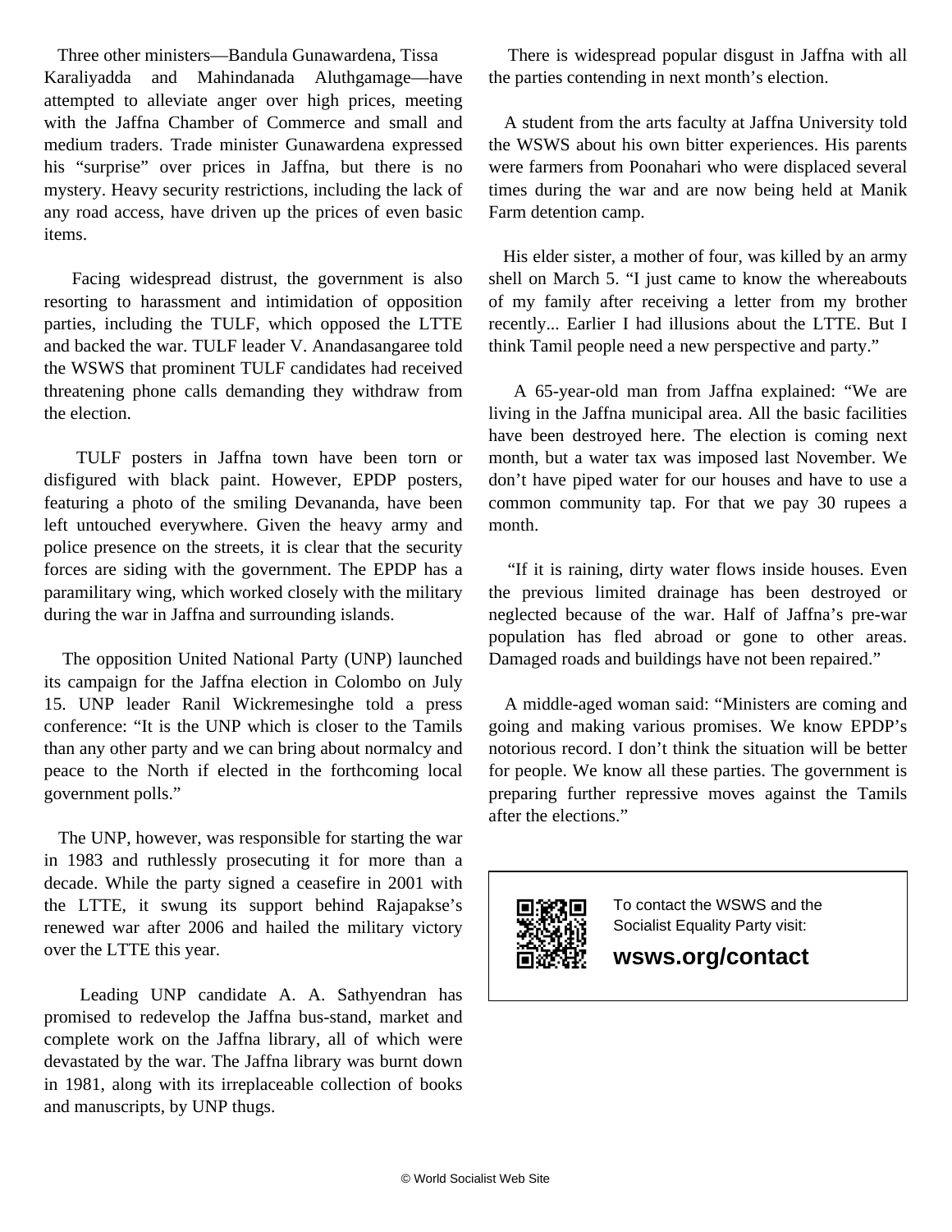Three other ministers—Bandula Gunawardena, Tissa Karaliyadda and Mahindanada Aluthgamage—have attempted to alleviate anger over high prices, meeting with the Jaffna Chamber of Commerce and small and medium traders. Trade minister Gunawardena expressed his "surprise" over prices in Jaffna, but there is no mystery. Heavy security restrictions, including the lack of any road access, have driven up the prices of even basic items.

Facing widespread distrust, the government is also resorting to harassment and intimidation of opposition parties, including the TULF, which opposed the LTTE and backed the war. TULF leader V. Anandasangaree told the WSWS that prominent TULF candidates had received threatening phone calls demanding they withdraw from the election.

TULF posters in Jaffna town have been torn or disfigured with black paint. However, EPDP posters, featuring a photo of the smiling Devananda, have been left untouched everywhere. Given the heavy army and police presence on the streets, it is clear that the security forces are siding with the government. The EPDP has a paramilitary wing, which worked closely with the military during the war in Jaffna and surrounding islands.

The opposition United National Party (UNP) launched its campaign for the Jaffna election in Colombo on July 15. UNP leader Ranil Wickremesinghe told a press conference: "It is the UNP which is closer to the Tamils than any other party and we can bring about normalcy and peace to the North if elected in the forthcoming local government polls."

The UNP, however, was responsible for starting the war in 1983 and ruthlessly prosecuting it for more than a decade. While the party signed a ceasefire in 2001 with the LTTE, it swung its support behind Rajapakse's renewed war after 2006 and hailed the military victory over the LTTE this year.

Leading UNP candidate A. A. Sathyendran has promised to redevelop the Jaffna bus-stand, market and complete work on the Jaffna library, all of which were devastated by the war. The Jaffna library was burnt down in 1981, along with its irreplaceable collection of books and manuscripts, by UNP thugs.

There is widespread popular disgust in Jaffna with all the parties contending in next month's election.

A student from the arts faculty at Jaffna University told the WSWS about his own bitter experiences. His parents were farmers from Poonahari who were displaced several times during the war and are now being held at Manik Farm detention camp.

His elder sister, a mother of four, was killed by an army shell on March 5. "I just came to know the whereabouts of my family after receiving a letter from my brother recently... Earlier I had illusions about the LTTE. But I think Tamil people need a new perspective and party."

A 65-year-old man from Jaffna explained: "We are living in the Jaffna municipal area. All the basic facilities have been destroyed here. The election is coming next month, but a water tax was imposed last November. We don't have piped water for our houses and have to use a common community tap. For that we pay 30 rupees a month.

"If it is raining, dirty water flows inside houses. Even the previous limited drainage has been destroyed or neglected because of the war. Half of Jaffna's pre-war population has fled abroad or gone to other areas. Damaged roads and buildings have not been repaired."

A middle-aged woman said: "Ministers are coming and going and making various promises. We know EPDP's notorious record. I don't think the situation will be better for people. We know all these parties. The government is preparing further repressive moves against the Tamils after the elections."

To contact the WSWS and the Socialist Equality Party visit:

**wsws.org/contact**